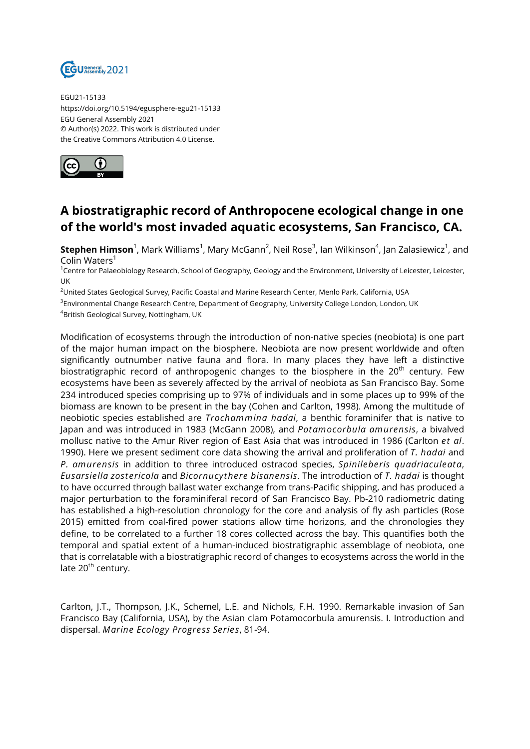EGU21-15133
https://doi.org/10.5194/egusphere-egu21-15133
EGU General Assembly 2021
© Author(s) 2022. This work is distributed under
the Creative Commons Attribution 4.0 License.

# A biostratigraphic record of Anthropocene ecological change in one of the world's most invaded aquatic ecosystems, San Francisco, CA.

**Stephen Himson**[1], Mark Williams[1], Mary McGann[2], Neil Rose[3], Ian Wilkinson[4], Jan Zalasiewicz[1], and Colin Waters[1]

[1]Centre for Palaeobiology Research, School of Geography, Geology and the Environment, University of Leicester, Leicester, UK

[2]United States Geological Survey, Pacific Coastal and Marine Research Center, Menlo Park, California, USA

[3]Environmental Change Research Centre, Department of Geography, University College London, London, UK

[4]British Geological Survey, Nottingham, UK

Modification of ecosystems through the introduction of non-native species (neobiota) is one part of the major human impact on the biosphere. Neobiota are now present worldwide and often significantly outnumber native fauna and flora. In many places they have left a distinctive biostratigraphic record of anthropogenic changes to the biosphere in the 20th century. Few ecosystems have been as severely affected by the arrival of neobiota as San Francisco Bay. Some 234 introduced species comprising up to 97% of individuals and in some places up to 99% of the biomass are known to be present in the bay (Cohen and Carlton, 1998). Among the multitude of neobiotic species established are *Trochammina hadai*, a benthic foraminifer that is native to Japan and was introduced in 1983 (McGann 2008), and *Potamocorbula amurensis*, a bivalved mollusc native to the Amur River region of East Asia that was introduced in 1986 (Carlton *et al*. 1990). Here we present sediment core data showing the arrival and proliferation of *T. hadai* and *P. amurensis* in addition to three introduced ostracod species, *Spinileberis quadriaculeata*, *Eusarsiella zostericola* and *Bicornucythere bisanensis*. The introduction of *T. hadai* is thought to have occurred through ballast water exchange from trans-Pacific shipping, and has produced a major perturbation to the foraminiferal record of San Francisco Bay. Pb-210 radiometric dating has established a high-resolution chronology for the core and analysis of fly ash particles (Rose 2015) emitted from coal-fired power stations allow time horizons, and the chronologies they define, to be correlated to a further 18 cores collected across the bay. This quantifies both the temporal and spatial extent of a human-induced biostratigraphic assemblage of neobiota, one that is correlatable with a biostratigraphic record of changes to ecosystems across the world in the late 20th century.

Carlton, J.T., Thompson, J.K., Schemel, L.E. and Nichols, F.H. 1990. Remarkable invasion of San Francisco Bay (California, USA), by the Asian clam Potamocorbula amurensis. I. Introduction and dispersal. *Marine Ecology Progress Series*, 81-94.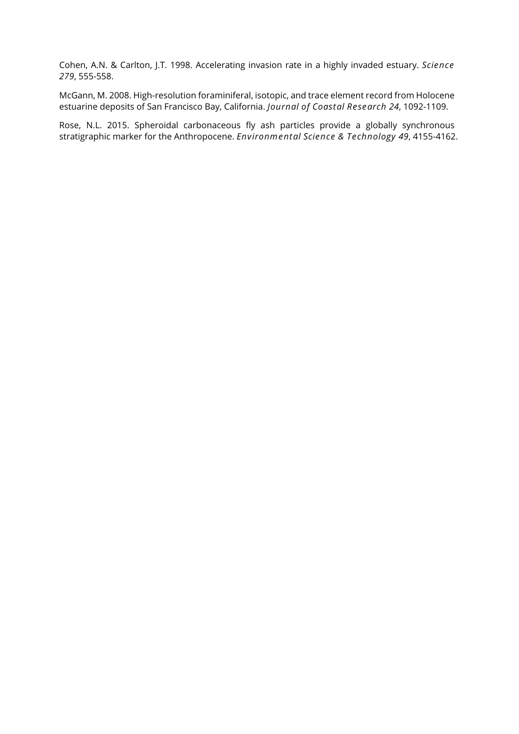Cohen, A.N. & Carlton, J.T. 1998. Accelerating invasion rate in a highly invaded estuary. *Science 279*, 555-558.

McGann, M. 2008. High-resolution foraminiferal, isotopic, and trace element record from Holocene estuarine deposits of San Francisco Bay, California. *Journal of Coastal Research 24*, 1092-1109.

Rose, N.L. 2015. Spheroidal carbonaceous fly ash particles provide a globally synchronous stratigraphic marker for the Anthropocene. *Environmental Science & Technology 49*, 4155-4162.